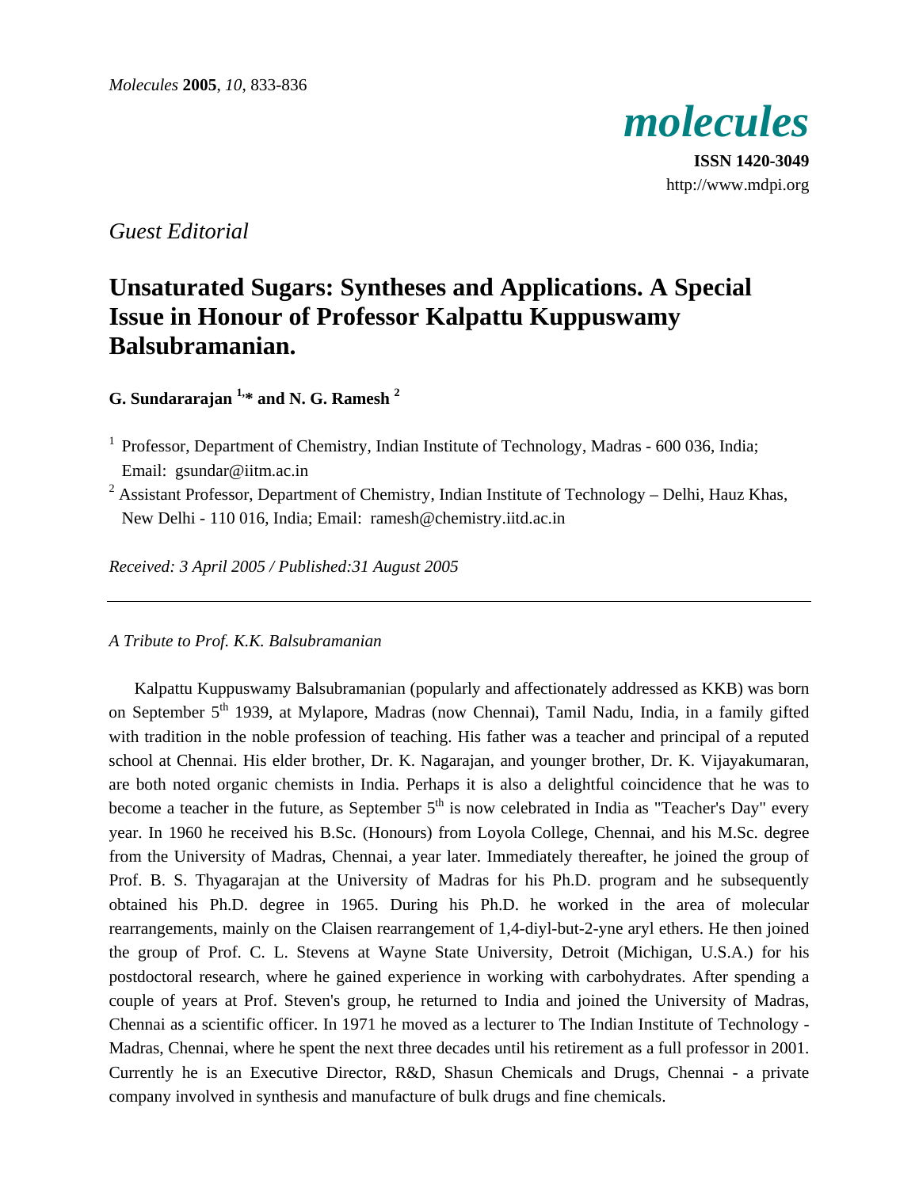*Guest Editorial*

# Unsaturated Sugars: Syntheses and Applications. A Special Issue in Honour of Professor Kalpattu Kuppuswamy Balsubramanian.

**G. Sundararajan [1,*] and N. G. Ramesh [2]**

[1] Professor, Department of Chemistry, Indian Institute of Technology, Madras - 600 036, India; Email: gsundar@iitm.ac.in

[2] Assistant Professor, Department of Chemistry, Indian Institute of Technology – Delhi, Hauz Khas, New Delhi - 110 016, India; Email: ramesh@chemistry.iitd.ac.in

*Received: 3 April 2005 / Published:31 August 2005*

---

*A Tribute to Prof. K.K. Balsubramanian*

Kalpattu Kuppuswamy Balsubramanian (popularly and affectionately addressed as KKB) was born on September 5th 1939, at Mylapore, Madras (now Chennai), Tamil Nadu, India, in a family gifted with tradition in the noble profession of teaching. His father was a teacher and principal of a reputed school at Chennai. His elder brother, Dr. K. Nagarajan, and younger brother, Dr. K. Vijayakumaran, are both noted organic chemists in India. Perhaps it is also a delightful coincidence that he was to become a teacher in the future, as September 5th is now celebrated in India as "Teacher's Day" every year. In 1960 he received his B.Sc. (Honours) from Loyola College, Chennai, and his M.Sc. degree from the University of Madras, Chennai, a year later. Immediately thereafter, he joined the group of Prof. B. S. Thyagarajan at the University of Madras for his Ph.D. program and he subsequently obtained his Ph.D. degree in 1965. During his Ph.D. he worked in the area of molecular rearrangements, mainly on the Claisen rearrangement of 1,4-diyl-but-2-yne aryl ethers. He then joined the group of Prof. C. L. Stevens at Wayne State University, Detroit (Michigan, U.S.A.) for his postdoctoral research, where he gained experience in working with carbohydrates. After spending a couple of years at Prof. Steven's group, he returned to India and joined the University of Madras, Chennai as a scientific officer. In 1971 he moved as a lecturer to The Indian Institute of Technology - Madras, Chennai, where he spent the next three decades until his retirement as a full professor in 2001. Currently he is an Executive Director, R&D, Shasun Chemicals and Drugs, Chennai - a private company involved in synthesis and manufacture of bulk drugs and fine chemicals.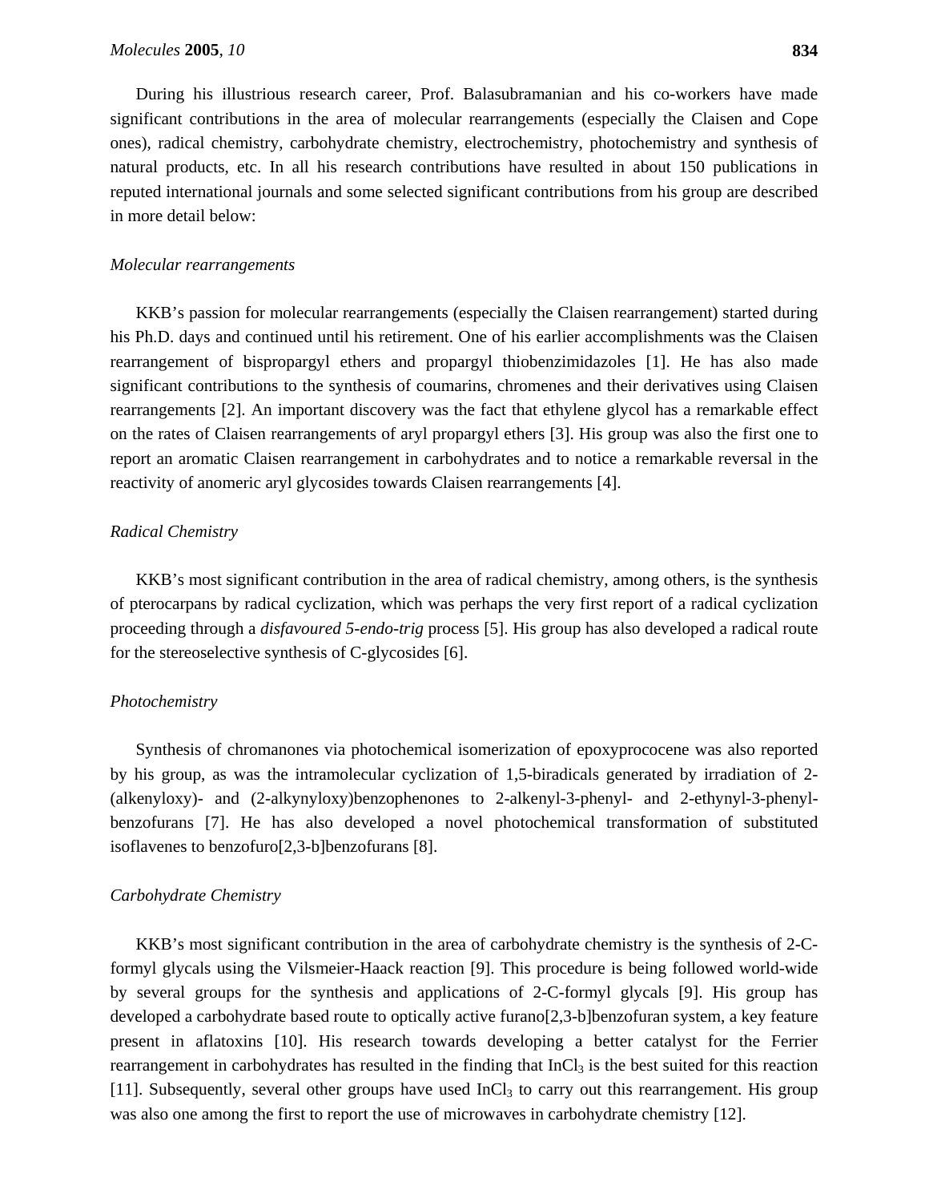During his illustrious research career, Prof. Balasubramanian and his co-workers have made significant contributions in the area of molecular rearrangements (especially the Claisen and Cope ones), radical chemistry, carbohydrate chemistry, electrochemistry, photochemistry and synthesis of natural products, etc. In all his research contributions have resulted in about 150 publications in reputed international journals and some selected significant contributions from his group are described in more detail below:

*Molecular rearrangements*

KKB's passion for molecular rearrangements (especially the Claisen rearrangement) started during his Ph.D. days and continued until his retirement. One of his earlier accomplishments was the Claisen rearrangement of bispropargyl ethers and propargyl thiobenzimidazoles [1]. He has also made significant contributions to the synthesis of coumarins, chromenes and their derivatives using Claisen rearrangements [2]. An important discovery was the fact that ethylene glycol has a remarkable effect on the rates of Claisen rearrangements of aryl propargyl ethers [3]. His group was also the first one to report an aromatic Claisen rearrangement in carbohydrates and to notice a remarkable reversal in the reactivity of anomeric aryl glycosides towards Claisen rearrangements [4].

*Radical Chemistry*

KKB's most significant contribution in the area of radical chemistry, among others, is the synthesis of pterocarpans by radical cyclization, which was perhaps the very first report of a radical cyclization proceeding through a *disfavoured 5-endo-trig* process [5]. His group has also developed a radical route for the stereoselective synthesis of C-glycosides [6].

*Photochemistry*

Synthesis of chromanones via photochemical isomerization of epoxyprococene was also reported by his group, as was the intramolecular cyclization of 1,5-biradicals generated by irradiation of 2-(alkenyloxy)- and (2-alkynyloxy)benzophenones to 2-alkenyl-3-phenyl- and 2-ethynyl-3-phenyl-benzofurans [7]. He has also developed a novel photochemical transformation of substituted isoflavenes to benzofuro[2,3-b]benzofurans [8].

*Carbohydrate Chemistry*

KKB's most significant contribution in the area of carbohydrate chemistry is the synthesis of 2-C-formyl glycals using the Vilsmeier-Haack reaction [9]. This procedure is being followed world-wide by several groups for the synthesis and applications of 2-C-formyl glycals [9]. His group has developed a carbohydrate based route to optically active furano[2,3-b]benzofuran system, a key feature present in aflatoxins [10]. His research towards developing a better catalyst for the Ferrier rearrangement in carbohydrates has resulted in the finding that $InCl_3$ is the best suited for this reaction [11]. Subsequently, several other groups have used $InCl_3$ to carry out this rearrangement. His group was also one among the first to report the use of microwaves in carbohydrate chemistry [12].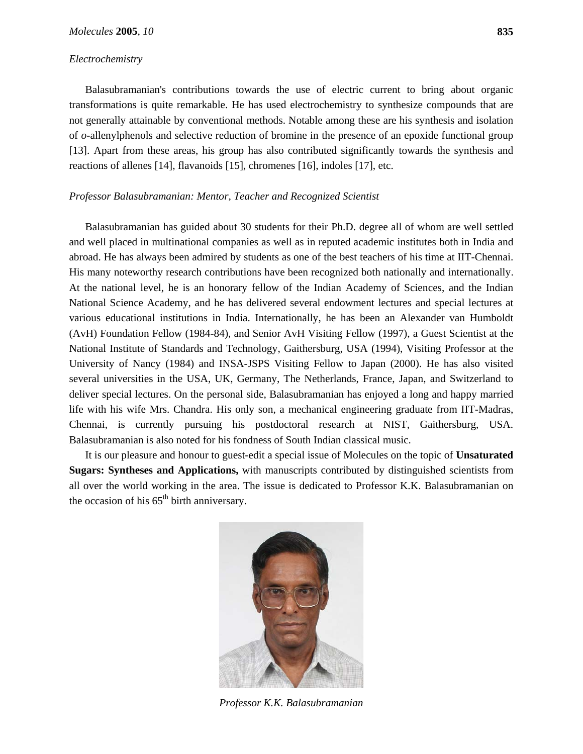*Electrochemistry*

Balasubramanian's contributions towards the use of electric current to bring about organic transformations is quite remarkable. He has used electrochemistry to synthesize compounds that are not generally attainable by conventional methods. Notable among these are his synthesis and isolation of *o*-allenylphenols and selective reduction of bromine in the presence of an epoxide functional group [13]. Apart from these areas, his group has also contributed significantly towards the synthesis and reactions of allenes [14], flavanoids [15], chromenes [16], indoles [17], etc.

*Professor Balasubramanian: Mentor, Teacher and Recognized Scientist*

Balasubramanian has guided about 30 students for their Ph.D. degree all of whom are well settled and well placed in multinational companies as well as in reputed academic institutes both in India and abroad. He has always been admired by students as one of the best teachers of his time at IIT-Chennai. His many noteworthy research contributions have been recognized both nationally and internationally. At the national level, he is an honorary fellow of the Indian Academy of Sciences, and the Indian National Science Academy, and he has delivered several endowment lectures and special lectures at various educational institutions in India. Internationally, he has been an Alexander van Humboldt (AvH) Foundation Fellow (1984-84), and Senior AvH Visiting Fellow (1997), a Guest Scientist at the National Institute of Standards and Technology, Gaithersburg, USA (1994), Visiting Professor at the University of Nancy (1984) and INSA-JSPS Visiting Fellow to Japan (2000). He has also visited several universities in the USA, UK, Germany, The Netherlands, France, Japan, and Switzerland to deliver special lectures. On the personal side, Balasubramanian has enjoyed a long and happy married life with his wife Mrs. Chandra. His only son, a mechanical engineering graduate from IIT-Madras, Chennai, is currently pursuing his postdoctoral research at NIST, Gaithersburg, USA. Balasubramanian is also noted for his fondness of South Indian classical music.

It is our pleasure and honour to guest-edit a special issue of Molecules on the topic of **Unsaturated Sugars: Syntheses and Applications,** with manuscripts contributed by distinguished scientists from all over the world working in the area. The issue is dedicated to Professor K.K. Balasubramanian on the occasion of his 65$^{th}$ birth anniversary.

*Professor K.K. Balasubramanian*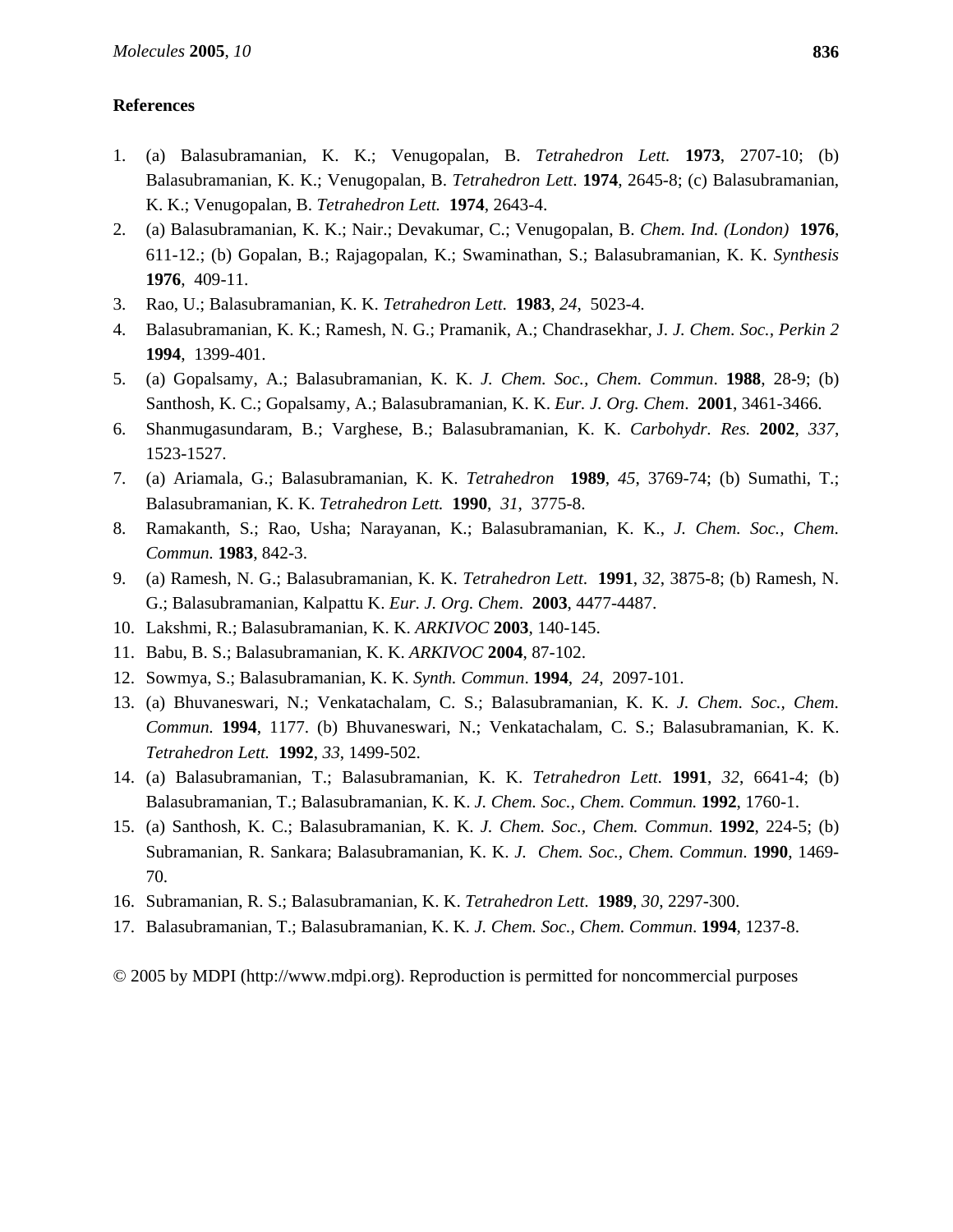## References

1. (a) Balasubramanian, K. K.; Venugopalan, B. *Tetrahedron Lett.* **1973**, 2707-10; (b) Balasubramanian, K. K.; Venugopalan, B. *Tetrahedron Lett*. **1974**, 2645-8; (c) Balasubramanian, K. K.; Venugopalan, B. *Tetrahedron Lett.* **1974**, 2643-4.
2. (a) Balasubramanian, K. K.; Nair.; Devakumar, C.; Venugopalan, B. *Chem. Ind. (London)* **1976**, 611-12.; (b) Gopalan, B.; Rajagopalan, K.; Swaminathan, S.; Balasubramanian, K. K. *Synthesis* **1976**, 409-11.
3. Rao, U.; Balasubramanian, K. K. *Tetrahedron Lett*. **1983**, *24*, 5023-4.
4. Balasubramanian, K. K.; Ramesh, N. G.; Pramanik, A.; Chandrasekhar, J. *J. Chem. Soc., Perkin 2* **1994**, 1399-401.
5. (a) Gopalsamy, A.; Balasubramanian, K. K. *J. Chem. Soc., Chem. Commun*. **1988**, 28-9; (b) Santhosh, K. C.; Gopalsamy, A.; Balasubramanian, K. K. *Eur. J. Org. Chem*. **2001**, 3461-3466.
6. Shanmugasundaram, B.; Varghese, B.; Balasubramanian, K. K. *Carbohydr. Res.* **2002**, *337*, 1523-1527.
7. (a) Ariamala, G.; Balasubramanian, K. K. *Tetrahedron* **1989**, *45*, 3769-74; (b) Sumathi, T.; Balasubramanian, K. K. *Tetrahedron Lett.* **1990**, *31*, 3775-8.
8. Ramakanth, S.; Rao, Usha; Narayanan, K.; Balasubramanian, K. K., *J. Chem. Soc., Chem. Commun.* **1983**, 842-3.
9. (a) Ramesh, N. G.; Balasubramanian, K. K. *Tetrahedron Lett*. **1991**, *32*, 3875-8; (b) Ramesh, N. G.; Balasubramanian, Kalpattu K. *Eur. J. Org. Chem*. **2003**, 4477-4487.
10. Lakshmi, R.; Balasubramanian, K. K. *ARKIVOC* **2003**, 140-145.
11. Babu, B. S.; Balasubramanian, K. K. *ARKIVOC* **2004**, 87-102.
12. Sowmya, S.; Balasubramanian, K. K. *Synth. Commun*. **1994**, *24*, 2097-101.
13. (a) Bhuvaneswari, N.; Venkatachalam, C. S.; Balasubramanian, K. K. *J. Chem. Soc., Chem. Commun.* **1994**, 1177. (b) Bhuvaneswari, N.; Venkatachalam, C. S.; Balasubramanian, K. K. *Tetrahedron Lett.* **1992**, *33*, 1499-502.
14. (a) Balasubramanian, T.; Balasubramanian, K. K. *Tetrahedron Lett*. **1991**, *32*, 6641-4; (b) Balasubramanian, T.; Balasubramanian, K. K. *J. Chem. Soc., Chem. Commun.* **1992**, 1760-1.
15. (a) Santhosh, K. C.; Balasubramanian, K. K. *J. Chem. Soc., Chem. Commun*. **1992**, 224-5; (b) Subramanian, R. Sankara; Balasubramanian, K. K. *J. Chem. Soc., Chem. Commun*. **1990**, 1469-70.
16. Subramanian, R. S.; Balasubramanian, K. K. *Tetrahedron Lett*. **1989**, *30*, 2297-300.
17. Balasubramanian, T.; Balasubramanian, K. K. *J. Chem. Soc., Chem. Commun*. **1994**, 1237-8.

© 2005 by MDPI (http://www.mdpi.org). Reproduction is permitted for noncommercial purposes